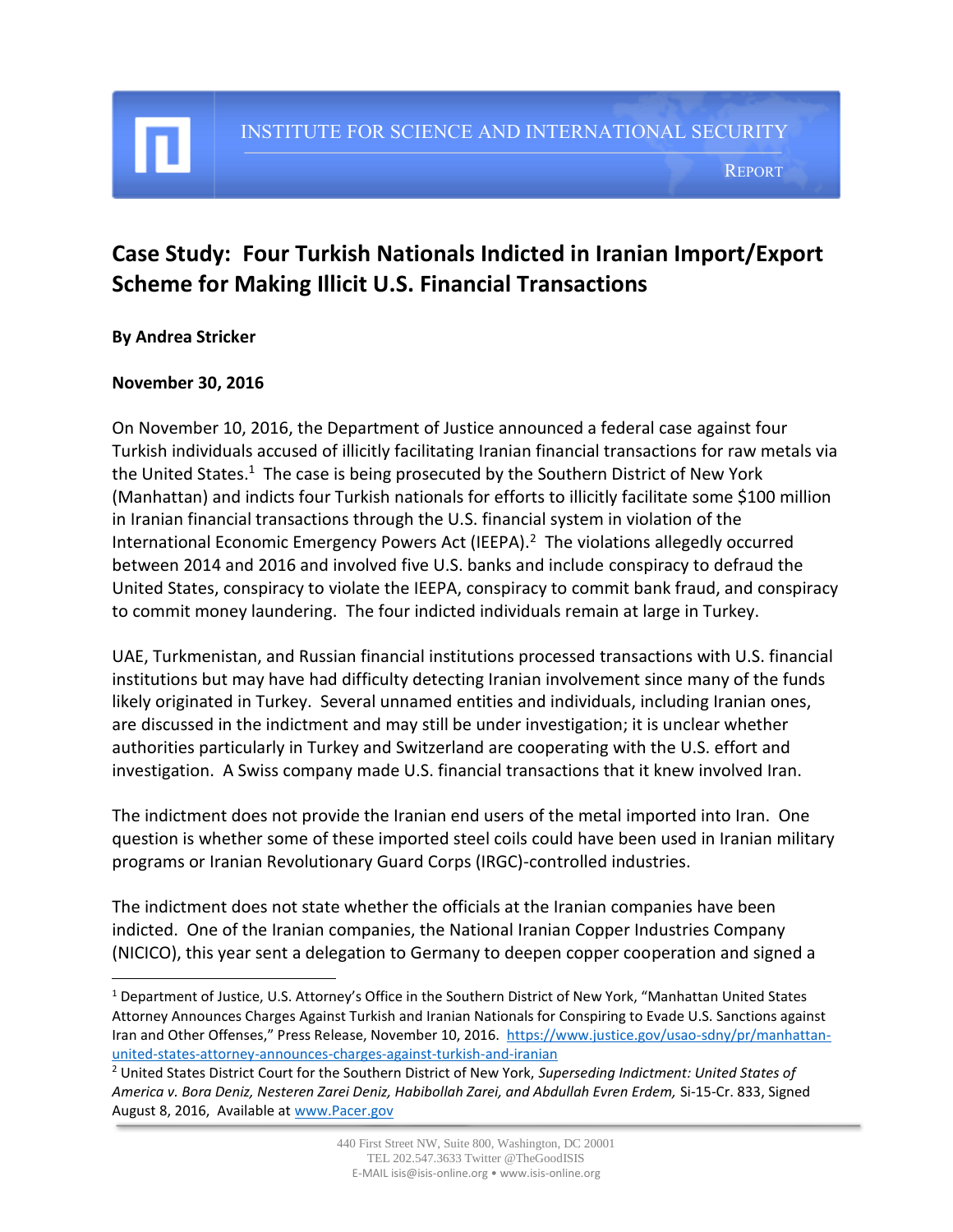INSTITUTE FOR SCIENCE AND INTERNATIONAL SECURITY

REPORT

# Case Study: Four Turkish Nationals Indicted in Iranian Import/Export Scheme for Making Illicit U.S. Financial Transactions

**By Andrea Stricker**

**November 30, 2016**

On November 10, 2016, the Department of Justice announced a federal case against four Turkish individuals accused of illicitly facilitating Iranian financial transactions for raw metals via the United States.[1] The case is being prosecuted by the Southern District of New York (Manhattan) and indicts four Turkish nationals for efforts to illicitly facilitate some $100 million in Iranian financial transactions through the U.S. financial system in violation of the International Economic Emergency Powers Act (IEEPA).[2] The violations allegedly occurred between 2014 and 2016 and involved five U.S. banks and include conspiracy to defraud the United States, conspiracy to violate the IEEPA, conspiracy to commit bank fraud, and conspiracy to commit money laundering. The four indicted individuals remain at large in Turkey.

UAE, Turkmenistan, and Russian financial institutions processed transactions with U.S. financial institutions but may have had difficulty detecting Iranian involvement since many of the funds likely originated in Turkey. Several unnamed entities and individuals, including Iranian ones, are discussed in the indictment and may still be under investigation; it is unclear whether authorities particularly in Turkey and Switzerland are cooperating with the U.S. effort and investigation. A Swiss company made U.S. financial transactions that it knew involved Iran.

The indictment does not provide the Iranian end users of the metal imported into Iran. One question is whether some of these imported steel coils could have been used in Iranian military programs or Iranian Revolutionary Guard Corps (IRGC)-controlled industries.

The indictment does not state whether the officials at the Iranian companies have been indicted. One of the Iranian companies, the National Iranian Copper Industries Company (NICICO), this year sent a delegation to Germany to deepen copper cooperation and signed a

---

[1] Department of Justice, U.S. Attorney's Office in the Southern District of New York, "Manhattan United States Attorney Announces Charges Against Turkish and Iranian Nationals for Conspiring to Evade U.S. Sanctions against Iran and Other Offenses," Press Release, November 10, 2016. https://www.justice.gov/usao-sdny/pr/manhattan-united-states-attorney-announces-charges-against-turkish-and-iranian

[2] United States District Court for the Southern District of New York, *Superseding Indictment: United States of America v. Bora Deniz, Nesteren Zarei Deniz, Habibollah Zarei, and Abdullah Evren Erdem,* Si-15-Cr. 833, Signed August 8, 2016, Available at www.Pacer.gov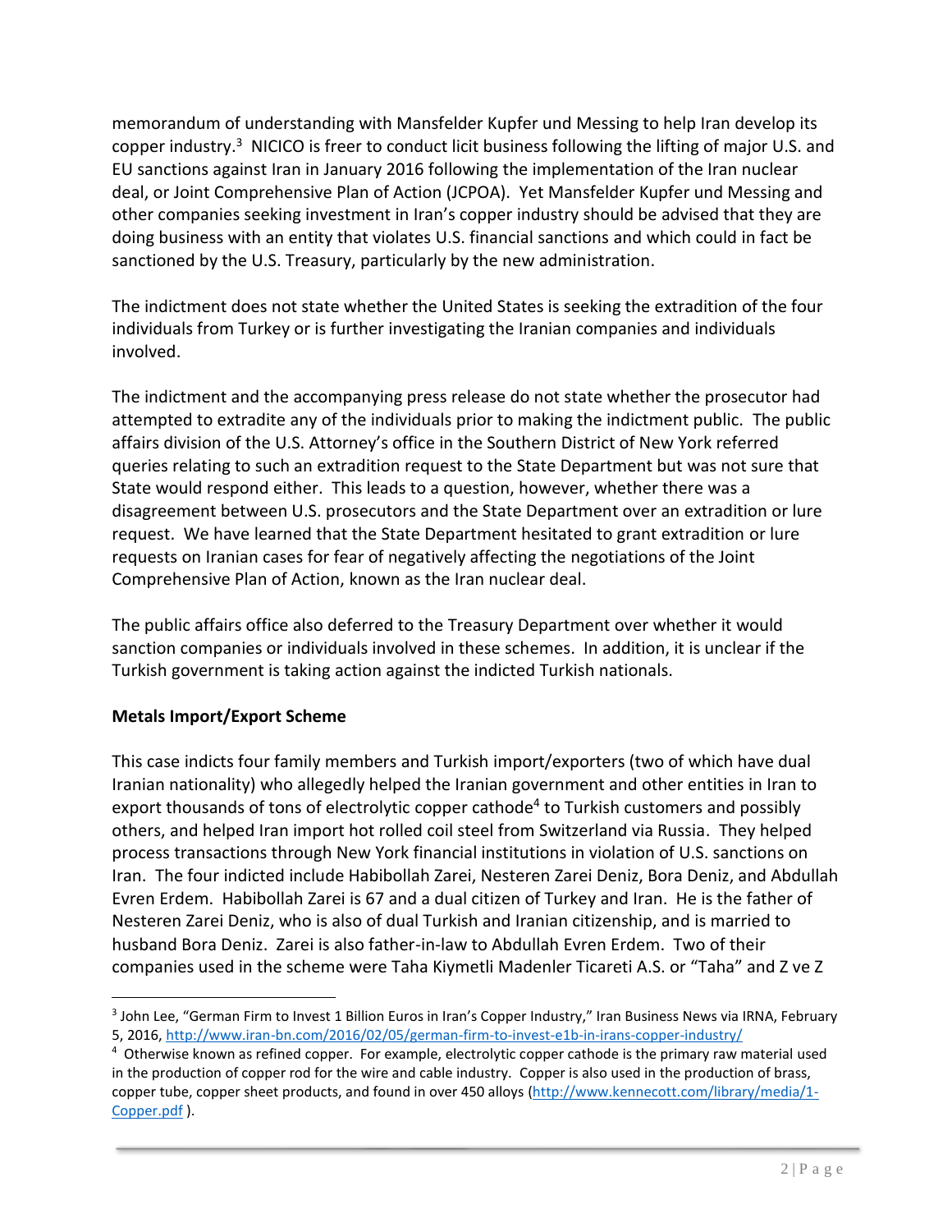memorandum of understanding with Mansfelder Kupfer und Messing to help Iran develop its copper industry.[3] NICICO is freer to conduct licit business following the lifting of major U.S. and EU sanctions against Iran in January 2016 following the implementation of the Iran nuclear deal, or Joint Comprehensive Plan of Action (JCPOA). Yet Mansfelder Kupfer und Messing and other companies seeking investment in Iran's copper industry should be advised that they are doing business with an entity that violates U.S. financial sanctions and which could in fact be sanctioned by the U.S. Treasury, particularly by the new administration.

The indictment does not state whether the United States is seeking the extradition of the four individuals from Turkey or is further investigating the Iranian companies and individuals involved.

The indictment and the accompanying press release do not state whether the prosecutor had attempted to extradite any of the individuals prior to making the indictment public. The public affairs division of the U.S. Attorney's office in the Southern District of New York referred queries relating to such an extradition request to the State Department but was not sure that State would respond either. This leads to a question, however, whether there was a disagreement between U.S. prosecutors and the State Department over an extradition or lure request. We have learned that the State Department hesitated to grant extradition or lure requests on Iranian cases for fear of negatively affecting the negotiations of the Joint Comprehensive Plan of Action, known as the Iran nuclear deal.

The public affairs office also deferred to the Treasury Department over whether it would sanction companies or individuals involved in these schemes. In addition, it is unclear if the Turkish government is taking action against the indicted Turkish nationals.

**Metals Import/Export Scheme**

This case indicts four family members and Turkish import/exporters (two of which have dual Iranian nationality) who allegedly helped the Iranian government and other entities in Iran to export thousands of tons of electrolytic copper cathode[4] to Turkish customers and possibly others, and helped Iran import hot rolled coil steel from Switzerland via Russia. They helped process transactions through New York financial institutions in violation of U.S. sanctions on Iran. The four indicted include Habibollah Zarei, Nesteren Zarei Deniz, Bora Deniz, and Abdullah Evren Erdem. Habibollah Zarei is 67 and a dual citizen of Turkey and Iran. He is the father of Nesteren Zarei Deniz, who is also of dual Turkish and Iranian citizenship, and is married to husband Bora Deniz. Zarei is also father-in-law to Abdullah Evren Erdem. Two of their companies used in the scheme were Taha Kiymetli Madenler Ticareti A.S. or "Taha" and Z ve Z

---

[3] John Lee, "German Firm to Invest 1 Billion Euros in Iran's Copper Industry," Iran Business News via IRNA, February 5, 2016, http://www.iran-bn.com/2016/02/05/german-firm-to-invest-e1b-in-irans-copper-industry/

[4] Otherwise known as refined copper. For example, electrolytic copper cathode is the primary raw material used in the production of copper rod for the wire and cable industry. Copper is also used in the production of brass, copper tube, copper sheet products, and found in over 450 alloys (http://www.kennecott.com/library/media/1-Copper.pdf ).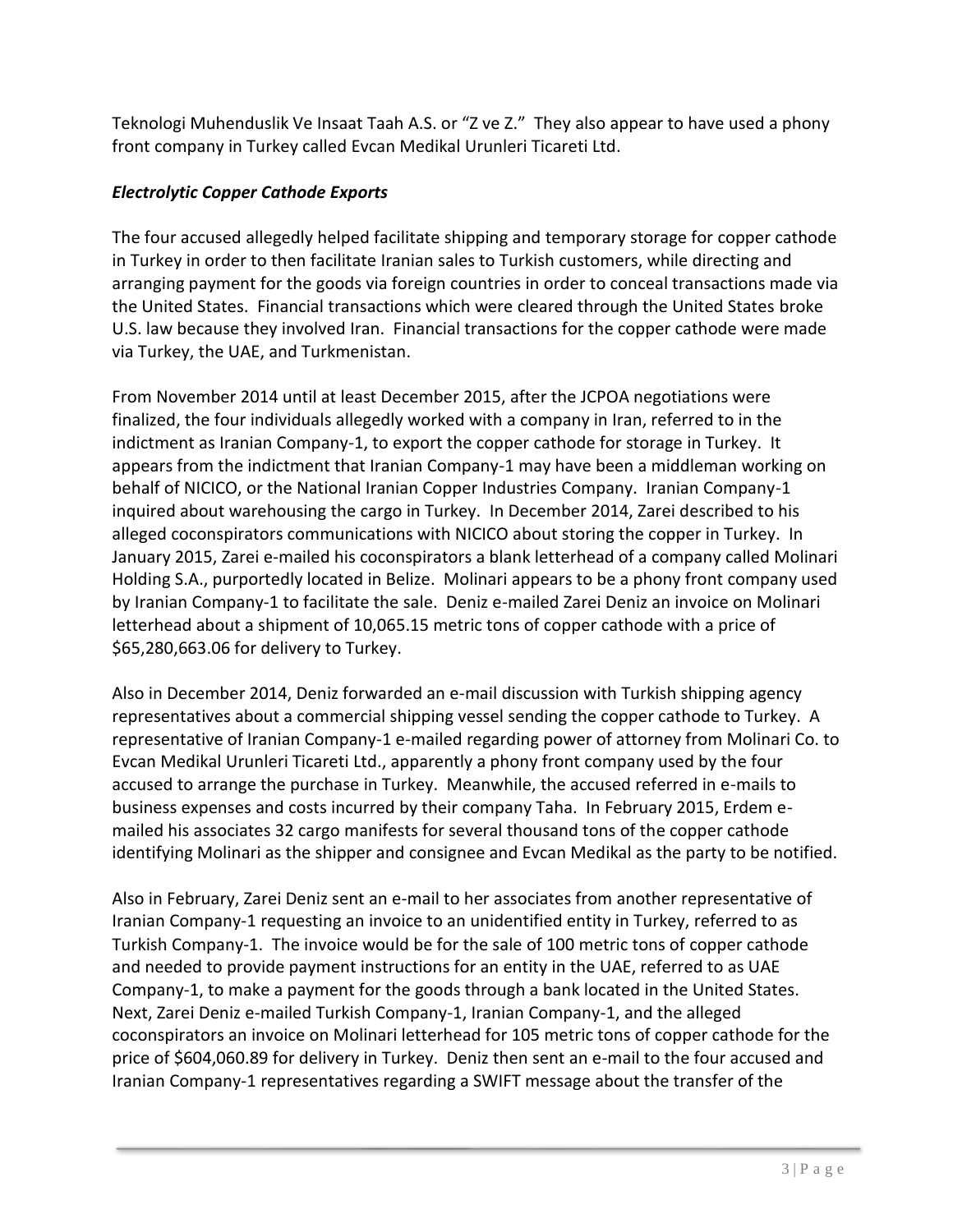Teknologi Muhenduslik Ve Insaat Taah A.S. or "Z ve Z." They also appear to have used a phony front company in Turkey called Evcan Medikal Urunleri Ticareti Ltd.

### *Electrolytic Copper Cathode Exports*

The four accused allegedly helped facilitate shipping and temporary storage for copper cathode in Turkey in order to then facilitate Iranian sales to Turkish customers, while directing and arranging payment for the goods via foreign countries in order to conceal transactions made via the United States. Financial transactions which were cleared through the United States broke U.S. law because they involved Iran. Financial transactions for the copper cathode were made via Turkey, the UAE, and Turkmenistan.

From November 2014 until at least December 2015, after the JCPOA negotiations were finalized, the four individuals allegedly worked with a company in Iran, referred to in the indictment as Iranian Company-1, to export the copper cathode for storage in Turkey. It appears from the indictment that Iranian Company-1 may have been a middleman working on behalf of NICICO, or the National Iranian Copper Industries Company. Iranian Company-1 inquired about warehousing the cargo in Turkey. In December 2014, Zarei described to his alleged coconspirators communications with NICICO about storing the copper in Turkey. In January 2015, Zarei e-mailed his coconspirators a blank letterhead of a company called Molinari Holding S.A., purportedly located in Belize. Molinari appears to be a phony front company used by Iranian Company-1 to facilitate the sale. Deniz e-mailed Zarei Deniz an invoice on Molinari letterhead about a shipment of 10,065.15 metric tons of copper cathode with a price of $65,280,663.06 for delivery to Turkey.

Also in December 2014, Deniz forwarded an e-mail discussion with Turkish shipping agency representatives about a commercial shipping vessel sending the copper cathode to Turkey. A representative of Iranian Company-1 e-mailed regarding power of attorney from Molinari Co. to Evcan Medikal Urunleri Ticareti Ltd., apparently a phony front company used by the four accused to arrange the purchase in Turkey. Meanwhile, the accused referred in e-mails to business expenses and costs incurred by their company Taha. In February 2015, Erdem e-mailed his associates 32 cargo manifests for several thousand tons of the copper cathode identifying Molinari as the shipper and consignee and Evcan Medikal as the party to be notified.

Also in February, Zarei Deniz sent an e-mail to her associates from another representative of Iranian Company-1 requesting an invoice to an unidentified entity in Turkey, referred to as Turkish Company-1. The invoice would be for the sale of 100 metric tons of copper cathode and needed to provide payment instructions for an entity in the UAE, referred to as UAE Company-1, to make a payment for the goods through a bank located in the United States. Next, Zarei Deniz e-mailed Turkish Company-1, Iranian Company-1, and the alleged coconspirators an invoice on Molinari letterhead for 105 metric tons of copper cathode for the price of $604,060.89 for delivery in Turkey. Deniz then sent an e-mail to the four accused and Iranian Company-1 representatives regarding a SWIFT message about the transfer of the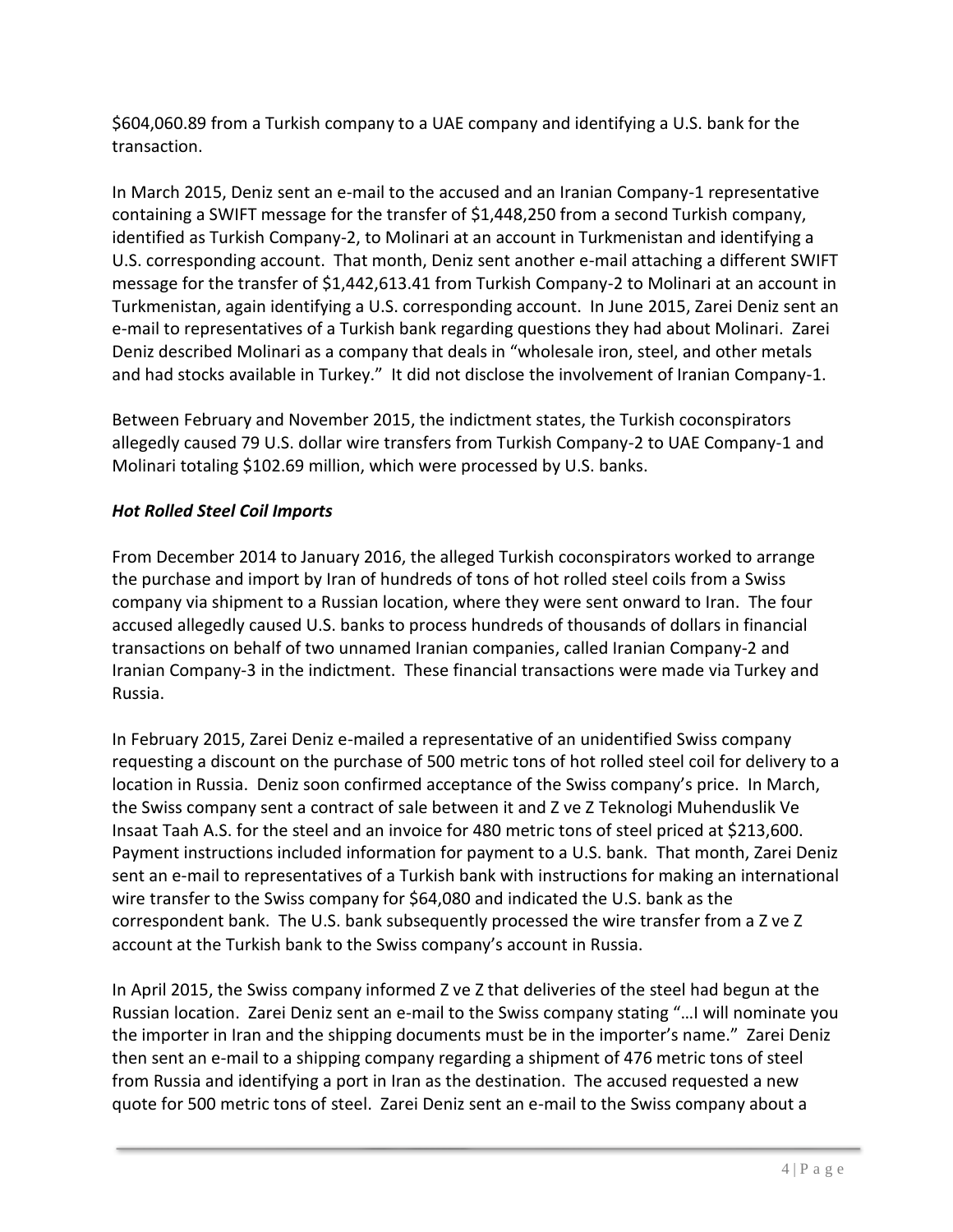$604,060.89 from a Turkish company to a UAE company and identifying a U.S. bank for the transaction.

In March 2015, Deniz sent an e-mail to the accused and an Iranian Company-1 representative containing a SWIFT message for the transfer of $1,448,250 from a second Turkish company, identified as Turkish Company-2, to Molinari at an account in Turkmenistan and identifying a U.S. corresponding account. That month, Deniz sent another e-mail attaching a different SWIFT message for the transfer of $1,442,613.41 from Turkish Company-2 to Molinari at an account in Turkmenistan, again identifying a U.S. corresponding account. In June 2015, Zarei Deniz sent an e-mail to representatives of a Turkish bank regarding questions they had about Molinari. Zarei Deniz described Molinari as a company that deals in "wholesale iron, steel, and other metals and had stocks available in Turkey." It did not disclose the involvement of Iranian Company-1.

Between February and November 2015, the indictment states, the Turkish coconspirators allegedly caused 79 U.S. dollar wire transfers from Turkish Company-2 to UAE Company-1 and Molinari totaling $102.69 million, which were processed by U.S. banks.

***Hot Rolled Steel Coil Imports***

From December 2014 to January 2016, the alleged Turkish coconspirators worked to arrange the purchase and import by Iran of hundreds of tons of hot rolled steel coils from a Swiss company via shipment to a Russian location, where they were sent onward to Iran. The four accused allegedly caused U.S. banks to process hundreds of thousands of dollars in financial transactions on behalf of two unnamed Iranian companies, called Iranian Company-2 and Iranian Company-3 in the indictment. These financial transactions were made via Turkey and Russia.

In February 2015, Zarei Deniz e-mailed a representative of an unidentified Swiss company requesting a discount on the purchase of 500 metric tons of hot rolled steel coil for delivery to a location in Russia. Deniz soon confirmed acceptance of the Swiss company's price. In March, the Swiss company sent a contract of sale between it and Z ve Z Teknologi Muhenduslik Ve Insaat Taah A.S. for the steel and an invoice for 480 metric tons of steel priced at $213,600. Payment instructions included information for payment to a U.S. bank. That month, Zarei Deniz sent an e-mail to representatives of a Turkish bank with instructions for making an international wire transfer to the Swiss company for $64,080 and indicated the U.S. bank as the correspondent bank. The U.S. bank subsequently processed the wire transfer from a Z ve Z account at the Turkish bank to the Swiss company's account in Russia.

In April 2015, the Swiss company informed Z ve Z that deliveries of the steel had begun at the Russian location. Zarei Deniz sent an e-mail to the Swiss company stating "…I will nominate you the importer in Iran and the shipping documents must be in the importer's name." Zarei Deniz then sent an e-mail to a shipping company regarding a shipment of 476 metric tons of steel from Russia and identifying a port in Iran as the destination. The accused requested a new quote for 500 metric tons of steel. Zarei Deniz sent an e-mail to the Swiss company about a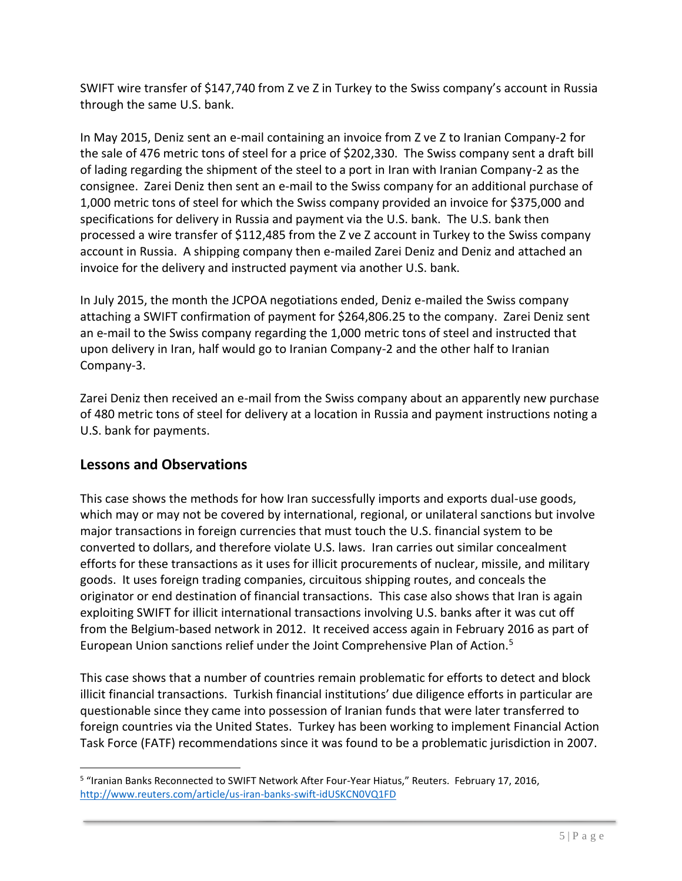SWIFT wire transfer of $147,740 from Z ve Z in Turkey to the Swiss company's account in Russia through the same U.S. bank.

In May 2015, Deniz sent an e-mail containing an invoice from Z ve Z to Iranian Company-2 for the sale of 476 metric tons of steel for a price of $202,330. The Swiss company sent a draft bill of lading regarding the shipment of the steel to a port in Iran with Iranian Company-2 as the consignee. Zarei Deniz then sent an e-mail to the Swiss company for an additional purchase of 1,000 metric tons of steel for which the Swiss company provided an invoice for $375,000 and specifications for delivery in Russia and payment via the U.S. bank. The U.S. bank then processed a wire transfer of $112,485 from the Z ve Z account in Turkey to the Swiss company account in Russia. A shipping company then e-mailed Zarei Deniz and Deniz and attached an invoice for the delivery and instructed payment via another U.S. bank.

In July 2015, the month the JCPOA negotiations ended, Deniz e-mailed the Swiss company attaching a SWIFT confirmation of payment for $264,806.25 to the company. Zarei Deniz sent an e-mail to the Swiss company regarding the 1,000 metric tons of steel and instructed that upon delivery in Iran, half would go to Iranian Company-2 and the other half to Iranian Company-3.

Zarei Deniz then received an e-mail from the Swiss company about an apparently new purchase of 480 metric tons of steel for delivery at a location in Russia and payment instructions noting a U.S. bank for payments.

## Lessons and Observations

This case shows the methods for how Iran successfully imports and exports dual-use goods, which may or may not be covered by international, regional, or unilateral sanctions but involve major transactions in foreign currencies that must touch the U.S. financial system to be converted to dollars, and therefore violate U.S. laws. Iran carries out similar concealment efforts for these transactions as it uses for illicit procurements of nuclear, missile, and military goods. It uses foreign trading companies, circuitous shipping routes, and conceals the originator or end destination of financial transactions. This case also shows that Iran is again exploiting SWIFT for illicit international transactions involving U.S. banks after it was cut off from the Belgium-based network in 2012. It received access again in February 2016 as part of European Union sanctions relief under the Joint Comprehensive Plan of Action.[5]

This case shows that a number of countries remain problematic for efforts to detect and block illicit financial transactions. Turkish financial institutions' due diligence efforts in particular are questionable since they came into possession of Iranian funds that were later transferred to foreign countries via the United States. Turkey has been working to implement Financial Action Task Force (FATF) recommendations since it was found to be a problematic jurisdiction in 2007.

---

[5] "Iranian Banks Reconnected to SWIFT Network After Four-Year Hiatus," Reuters. February 17, 2016, http://www.reuters.com/article/us-iran-banks-swift-idUSKCN0VQ1FD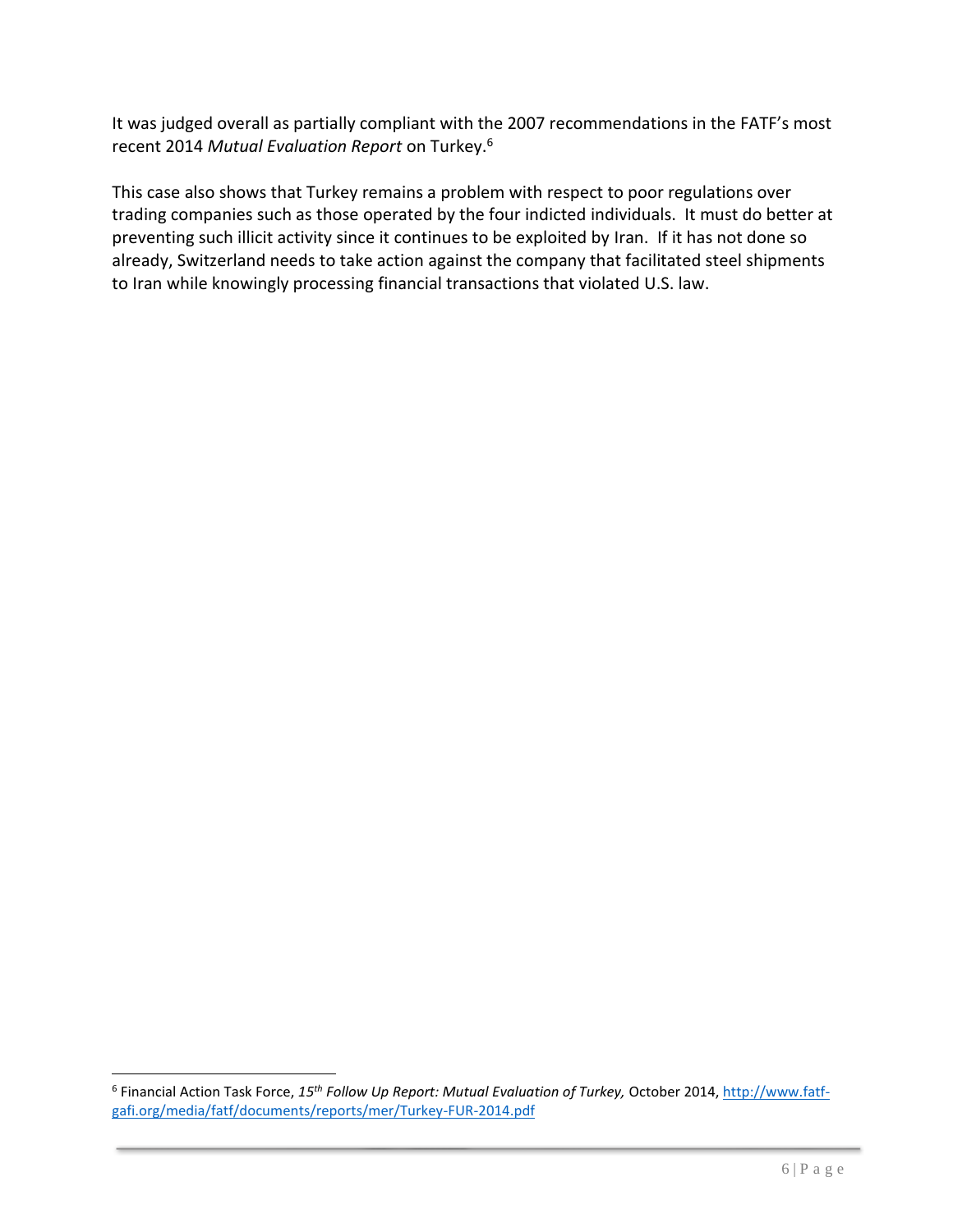It was judged overall as partially compliant with the 2007 recommendations in the FATF's most recent 2014 *Mutual Evaluation Report* on Turkey.[6]

This case also shows that Turkey remains a problem with respect to poor regulations over trading companies such as those operated by the four indicted individuals. It must do better at preventing such illicit activity since it continues to be exploited by Iran. If it has not done so already, Switzerland needs to take action against the company that facilitated steel shipments to Iran while knowingly processing financial transactions that violated U.S. law.

---

[6] Financial Action Task Force, *15th Follow Up Report: Mutual Evaluation of Turkey,* October 2014, http://www.fatf-gafi.org/media/fatf/documents/reports/mer/Turkey-FUR-2014.pdf